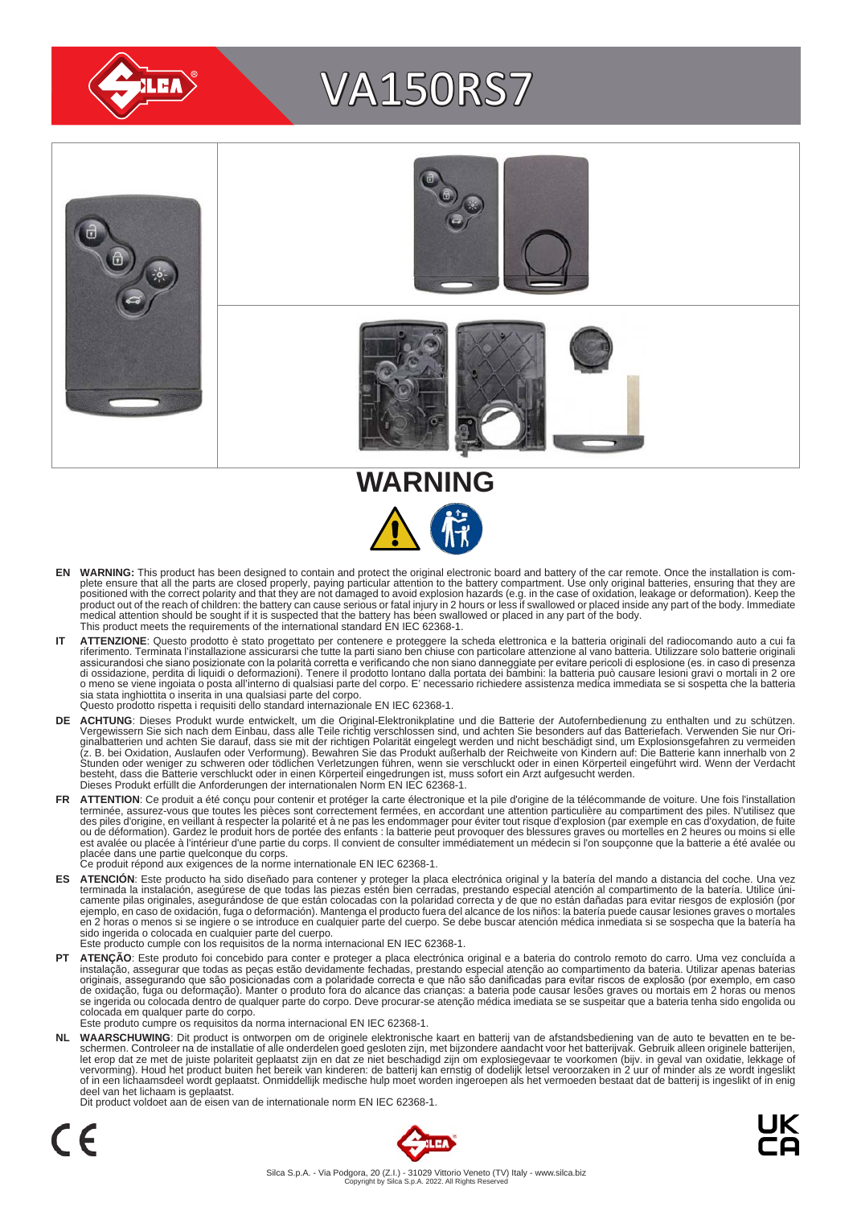# VA150RS7

## WARNING

**EN** **WARNING:** This product has been designed to contain and protect the original electronic board and battery of the car remote. Once the installation is complete ensure that all the parts are closed properly, paying particular attention to the battery compartment. Use only original batteries, ensuring that they are positioned with the correct polarity and that they are not damaged to avoid explosion hazards (e.g. in the case of oxidation, leakage or deformation). Keep the product out of the reach of children: the battery can cause serious or fatal injury in 2 hours or less if swallowed or placed inside any part of the body. Immediate medical attention should be sought if it is suspected that the battery has been swallowed or placed in any part of the body.
This product meets the requirements of the international standard EN IEC 62368-1.

**IT** **ATTENZIONE**: Questo prodotto è stato progettato per contenere e proteggere la scheda elettronica e la batteria originali del radiocomando auto a cui fa riferimento. Terminata l'installazione assicurarsi che tutte la parti siano ben chiuse con particolare attenzione al vano batteria. Utilizzare solo batterie originali assicurandosi che siano posizionate con la polarità corretta e verificando che non siano danneggiate per evitare pericoli di esplosione (es. in caso di presenza di ossidazione, perdita di liquidi o deformazioni). Tenere il prodotto lontano dalla portata dei bambini: la batteria può causare lesioni gravi o mortali in 2 ore o meno se viene ingoiata o posta all'interno di qualsiasi parte del corpo. E' necessario richiedere assistenza medica immediata se si sospetta che la batteria sia stata inghiottita o inserita in una qualsiasi parte del corpo.
Questo prodotto rispetta i requisiti dello standard internazionale EN IEC 62368-1.

**DE** **ACHTUNG**: Dieses Produkt wurde entwickelt, um die Original-Elektronikplatine und die Batterie der Autofernbedienung zu enthalten und zu schützen. Vergewissern Sie sich nach dem Einbau, dass alle Teile richtig verschlossen sind, und achten Sie besonders auf das Batteriefach. Verwenden Sie nur Originalbatterien und achten Sie darauf, dass sie mit der richtigen Polarität eingelegt werden und nicht beschädigt sind, um Explosionsgefahren zu vermeiden (z. B. bei Oxidation, Auslaufen oder Verformung). Bewahren Sie das Produkt außerhalb der Reichweite von Kindern auf: Die Batterie kann innerhalb von 2 Stunden oder weniger zu schweren oder tödlichen Verletzungen führen, wenn sie verschluckt oder in einen Körperteil eingeführt wird. Wenn der Verdacht besteht, dass die Batterie verschluckt oder in einen Körperteil eingedrungen ist, muss sofort ein Arzt aufgesucht werden.
Dieses Produkt erfüllt die Anforderungen der internationalen Norm EN IEC 62368-1.

**FR** **ATTENTION**: Ce produit a été conçu pour contenir et protéger la carte électronique et la pile d'origine de la télécommande de voiture. Une fois l'installation terminée, assurez-vous que toutes les pièces sont correctement fermées, en accordant une attention particulière au compartiment des piles. N'utilisez que des piles d'origine, en veillant à respecter la polarité et à ne pas les endommager pour éviter tout risque d'explosion (par exemple en cas d'oxydation, de fuite ou de déformation). Gardez le produit hors de portée des enfants : la batterie peut provoquer des blessures graves ou mortelles en 2 heures ou moins si elle est avalée ou placée à l'intérieur d'une partie du corps. Il convient de consulter immédiatement un médecin si l'on soupçonne que la batterie a été avalée ou placée dans une partie quelconque du corps.
Ce produit répond aux exigences de la norme internationale EN IEC 62368-1.

**ES** **ATENCIÓN**: Este producto ha sido diseñado para contener y proteger la placa electrónica original y la batería del mando a distancia del coche. Una vez terminada la instalación, asegúrese de que todas las piezas estén bien cerradas, prestando especial atención al compartimento de la batería. Utilice únicamente pilas originales, asegurándose de que están colocadas con la polaridad correcta y de que no están dañadas para evitar riesgos de explosión (por ejemplo, en caso de oxidación, fuga o deformación). Mantenga el producto fuera del alcance de los niños: la batería puede causar lesiones graves o mortales en 2 horas o menos si se ingiere o se introduce en cualquier parte del cuerpo. Se debe buscar atención médica inmediata si se sospecha que la batería ha sido ingerida o colocada en cualquier parte del cuerpo.
Este producto cumple con los requisitos de la norma internacional EN IEC 62368-1.

**PT** **ATENÇÃO**: Este produto foi concebido para conter e proteger a placa electrónica original e a bateria do controlo remoto do carro. Uma vez concluída a instalação, assegurar que todas as peças estão devidamente fechadas, prestando especial atenção ao compartimento da bateria. Utilizar apenas baterias originais, assegurando que são posicionadas com a polaridade correcta e que não são danificadas para evitar riscos de explosão (por exemplo, em caso de oxidação, fuga ou deformação). Manter o produto fora do alcance das crianças: a bateria pode causar lesões graves ou mortais em 2 horas ou menos se ingerida ou colocada dentro de qualquer parte do corpo. Deve procurar-se atenção médica imediata se se suspeitar que a bateria tenha sido engolida ou colocada em qualquer parte do corpo.
Este produto cumpre os requisitos da norma internacional EN IEC 62368-1.

**NL** **WAARSCHUWING**: Dit product is ontworpen om de originele elektronische kaart en batterij van de afstandsbediening van de auto te bevatten en te beschermen. Controleer na de installatie of alle onderdelen goed gesloten zijn, met bijzondere aandacht voor het batterijvak. Gebruik alleen originele batterijen, let erop dat ze met de juiste polariteit geplaatst zijn en dat ze niet beschadigd zijn om explosiegevaar te voorkomen (bijv. in geval van oxidatie, lekkage of vervorming). Houd het product buiten het bereik van kinderen: de batterij kan ernstig of dodelijk letsel veroorzaken in 2 uur of minder als ze wordt ingeslikt of in een lichaamsdeel wordt geplaatst. Onmiddellijk medische hulp moet worden ingeroepen als het vermoeden bestaat dat de batterij is ingeslikt of in enig deel van het lichaam is geplaatst.
Dit product voldoet aan de eisen van de internationale norm EN IEC 62368-1.

Silca S.p.A. - Via Podgora, 20 (Z.I.) - 31029 Vittorio Veneto (TV) Italy - www.silca.biz
Copyright by Silca S.p.A. 2022. All Rights Reserved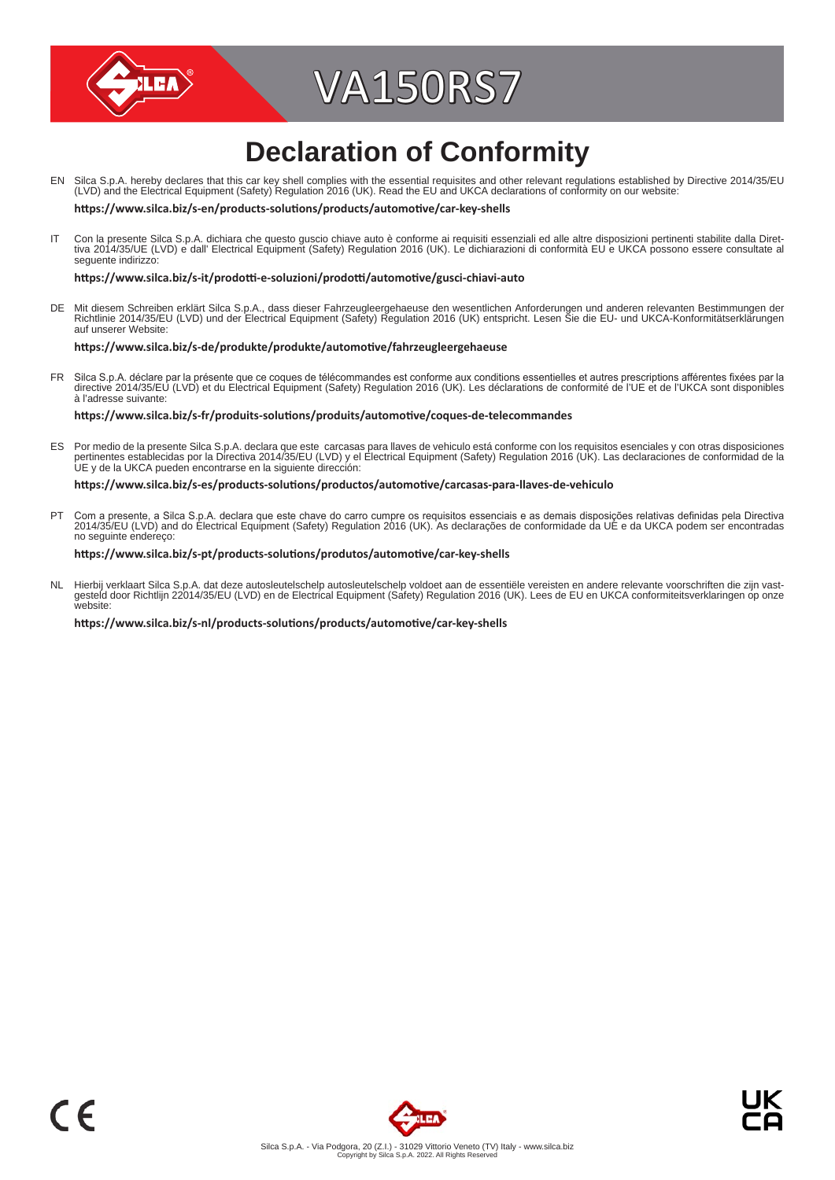# VA150RS7

## Declaration of Conformity

EN Silca S.p.A. hereby declares that this car key shell complies with the essential requisites and other relevant regulations established by Directive 2014/35/EU (LVD) and the Electrical Equipment (Safety) Regulation 2016 (UK). Read the EU and UKCA declarations of conformity on our website:

**https://www.silca.biz/s-en/products-solutions/products/automotive/car-key-shells**

IT Con la presente Silca S.p.A. dichiara che questo guscio chiave auto è conforme ai requisiti essenziali ed alle altre disposizioni pertinenti stabilite dalla Direttiva 2014/35/UE (LVD) e dall' Electrical Equipment (Safety) Regulation 2016 (UK). Le dichiarazioni di conformità EU e UKCA possono essere consultate al seguente indirizzo:

**https://www.silca.biz/s-it/prodotti-e-soluzioni/prodotti/automotive/gusci-chiavi-auto**

DE Mit diesem Schreiben erklärt Silca S.p.A., dass dieser Fahrzeugleergehaeuse den wesentlichen Anforderungen und anderen relevanten Bestimmungen der Richtlinie 2014/35/EU (LVD) und der Electrical Equipment (Safety) Regulation 2016 (UK) entspricht. Lesen Sie die EU- und UKCA-Konformitätserklärungen auf unserer Website:

**https://www.silca.biz/s-de/produkte/produkte/automotive/fahrzeugleergehaeuse**

FR Silca S.p.A. déclare par la présente que ce coques de télécommandes est conforme aux conditions essentielles et autres prescriptions afférentes fixées par la directive 2014/35/EU (LVD) et du Electrical Equipment (Safety) Regulation 2016 (UK). Les déclarations de conformité de l'UE et de l'UKCA sont disponibles à l'adresse suivante:

**https://www.silca.biz/s-fr/produits-solutions/produits/automotive/coques-de-telecommandes**

ES Por medio de la presente Silca S.p.A. declara que este carcasas para llaves de vehiculo está conforme con los requisitos esenciales y con otras disposiciones pertinentes establecidas por la Directiva 2014/35/EU (LVD) y el Electrical Equipment (Safety) Regulation 2016 (UK). Las declaraciones de conformidad de la UE y de la UKCA pueden encontrarse en la siguiente dirección:

**https://www.silca.biz/s-es/products-solutions/productos/automotive/carcasas-para-llaves-de-vehiculo**

PT Com a presente, a Silca S.p.A. declara que este chave do carro cumpre os requisitos essenciais e as demais disposições relativas definidas pela Directiva 2014/35/EU (LVD) and do Electrical Equipment (Safety) Regulation 2016 (UK). As declarações de conformidade da UE e da UKCA podem ser encontradas no seguinte endereço:

**https://www.silca.biz/s-pt/products-solutions/produtos/automotive/car-key-shells**

NL Hierbij verklaart Silca S.p.A. dat deze autosleutelschelp autosleutelschelp voldoet aan de essentiële vereisten en andere relevante voorschriften die zijn vastgesteld door Richtlijn 22014/35/EU (LVD) en de Electrical Equipment (Safety) Regulation 2016 (UK). Lees de EU en UKCA conformiteitsverklaringen op onze website:

**https://www.silca.biz/s-nl/products-solutions/products/automotive/car-key-shells**

CE

UK CA

Silca S.p.A. - Via Podgora, 20 (Z.I.) - 31029 Vittorio Veneto (TV) Italy - www.silca.biz
Copyright by Silca S.p.A. 2022. All Rights Reserved